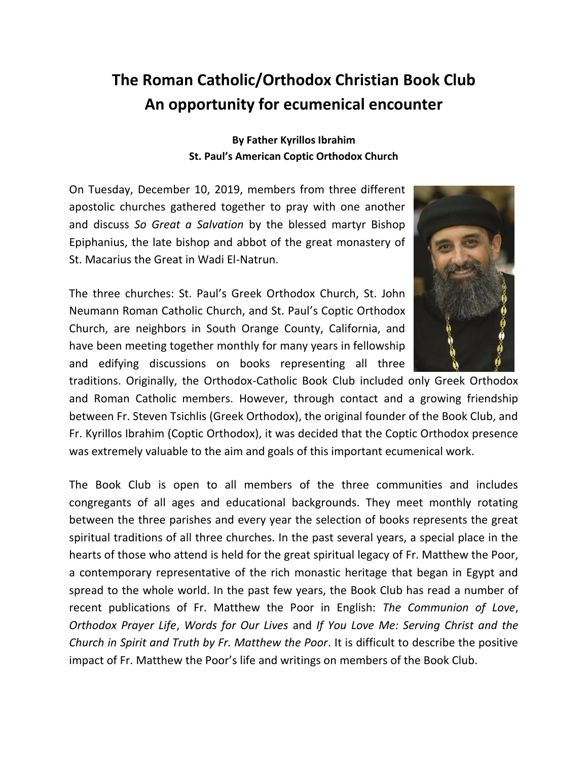# The Roman Catholic/Orthodox Christian Book Club
# An opportunity for ecumenical encounter

**By Father Kyrillos Ibrahim**
**St. Paul's American Coptic Orthodox Church**

On Tuesday, December 10, 2019, members from three different apostolic churches gathered together to pray with one another and discuss *So Great a Salvation* by the blessed martyr Bishop Epiphanius, the late bishop and abbot of the great monastery of St. Macarius the Great in Wadi El-Natrun.

The three churches: St. Paul's Greek Orthodox Church, St. John Neumann Roman Catholic Church, and St. Paul's Coptic Orthodox Church, are neighbors in South Orange County, California, and have been meeting together monthly for many years in fellowship and edifying discussions on books representing all three traditions. Originally, the Orthodox-Catholic Book Club included only Greek Orthodox and Roman Catholic members. However, through contact and a growing friendship between Fr. Steven Tsichlis (Greek Orthodox), the original founder of the Book Club, and Fr. Kyrillos Ibrahim (Coptic Orthodox), it was decided that the Coptic Orthodox presence was extremely valuable to the aim and goals of this important ecumenical work.

The Book Club is open to all members of the three communities and includes congregants of all ages and educational backgrounds. They meet monthly rotating between the three parishes and every year the selection of books represents the great spiritual traditions of all three churches. In the past several years, a special place in the hearts of those who attend is held for the great spiritual legacy of Fr. Matthew the Poor, a contemporary representative of the rich monastic heritage that began in Egypt and spread to the whole world. In the past few years, the Book Club has read a number of recent publications of Fr. Matthew the Poor in English: *The Communion of Love*, *Orthodox Prayer Life*, *Words for Our Lives* and *If You Love Me: Serving Christ and the Church in Spirit and Truth by Fr. Matthew the Poor*. It is difficult to describe the positive impact of Fr. Matthew the Poor's life and writings on members of the Book Club.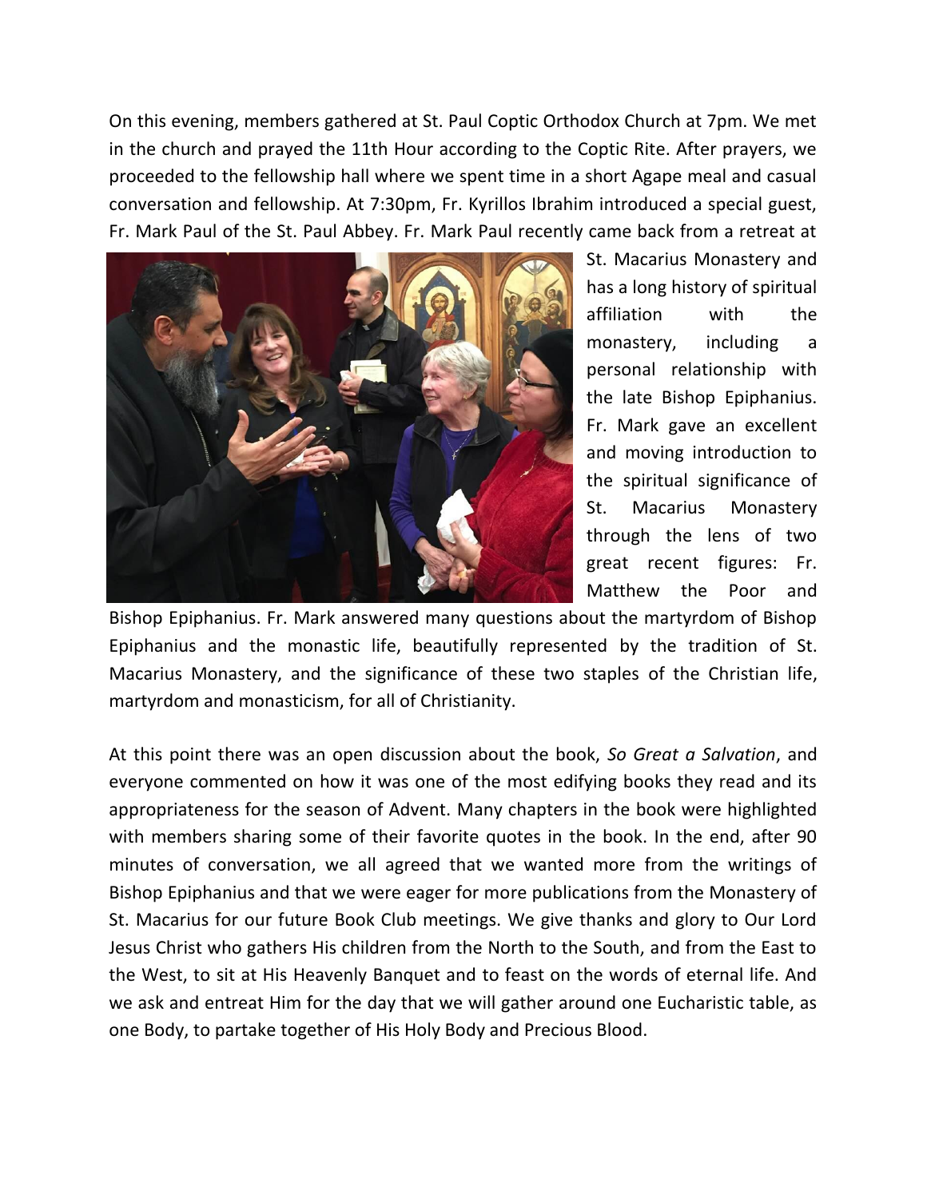On this evening, members gathered at St. Paul Coptic Orthodox Church at 7pm. We met in the church and prayed the 11th Hour according to the Coptic Rite. After prayers, we proceeded to the fellowship hall where we spent time in a short Agape meal and casual conversation and fellowship. At 7:30pm, Fr. Kyrillos Ibrahim introduced a special guest, Fr. Mark Paul of the St. Paul Abbey. Fr. Mark Paul recently came back from a retreat at St. Macarius Monastery and has a long history of spiritual affiliation with the monastery, including a personal relationship with the late Bishop Epiphanius. Fr. Mark gave an excellent and moving introduction to the spiritual significance of St. Macarius Monastery through the lens of two great recent figures: Fr. Matthew the Poor and Bishop Epiphanius. Fr. Mark answered many questions about the martyrdom of Bishop Epiphanius and the monastic life, beautifully represented by the tradition of St. Macarius Monastery, and the significance of these two staples of the Christian life, martyrdom and monasticism, for all of Christianity.

At this point there was an open discussion about the book, *So Great a Salvation*, and everyone commented on how it was one of the most edifying books they read and its appropriateness for the season of Advent. Many chapters in the book were highlighted with members sharing some of their favorite quotes in the book. In the end, after 90 minutes of conversation, we all agreed that we wanted more from the writings of Bishop Epiphanius and that we were eager for more publications from the Monastery of St. Macarius for our future Book Club meetings. We give thanks and glory to Our Lord Jesus Christ who gathers His children from the North to the South, and from the East to the West, to sit at His Heavenly Banquet and to feast on the words of eternal life. And we ask and entreat Him for the day that we will gather around one Eucharistic table, as one Body, to partake together of His Holy Body and Precious Blood.